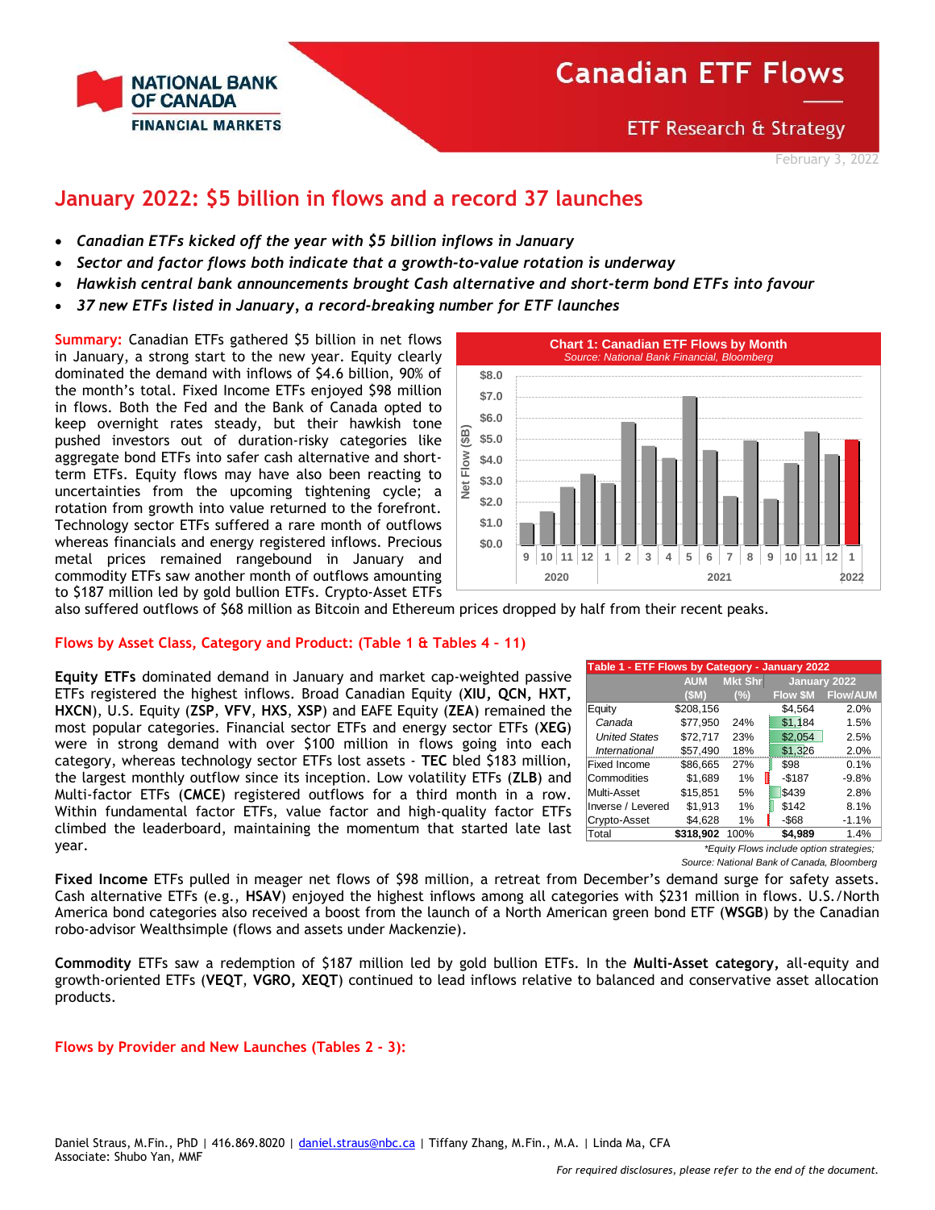# Canadian ETF Flows

ETF Research & Strategy

February 3, 2022

## January 2022: $5 billion in flows and a record 37 launches

- *Canadian ETFs kicked off the year with $5 billion inflows in January*
- *Sector and factor flows both indicate that a growth-to-value rotation is underway*
- *Hawkish central bank announcements brought Cash alternative and short-term bond ETFs into favour*
- *37 new ETFs listed in January, a record-breaking number for ETF launches*

**Summary:** Canadian ETFs gathered $5 billion in net flows in January, a strong start to the new year. Equity clearly dominated the demand with inflows of $4.6 billion, 90% of the month's total. Fixed Income ETFs enjoyed $98 million in flows. Both the Fed and the Bank of Canada opted to keep overnight rates steady, but their hawkish tone pushed investors out of duration-risky categories like aggregate bond ETFs into safer cash alternative and short-term ETFs. Equity flows may have also been reacting to uncertainties from the upcoming tightening cycle; a rotation from growth into value returned to the forefront. Technology sector ETFs suffered a rare month of outflows whereas financials and energy registered inflows. Precious metal prices remained rangebound in January and commodity ETFs saw another month of outflows amounting to $187 million led by gold bullion ETFs. Crypto-Asset ETFs also suffered outflows of $68 million as Bitcoin and Ethereum prices dropped by half from their recent peaks.

**Chart 1: Canadian ETF Flows by Month**
*Source: National Bank Financial, Bloomberg*

### Flows by Asset Class, Category and Product: (Table 1 & Tables 4 – 11)

**Equity ETFs** dominated demand in January and market cap-weighted passive ETFs registered the highest inflows. Broad Canadian Equity (**XIU, QCN, HXT, HXCN**), U.S. Equity (**ZSP**, **VFV**, **HXS**, **XSP**) and EAFE Equity (**ZEA**) remained the most popular categories. Financial sector ETFs and energy sector ETFs (**XEG**) were in strong demand with over $100 million in flows going into each category, whereas technology sector ETFs lost assets - **TEC** bled $183 million, the largest monthly outflow since its inception. Low volatility ETFs (**ZLB**) and Multi-factor ETFs (**CMCE**) registered outflows for a third month in a row. Within fundamental factor ETFs, value factor and high-quality factor ETFs climbed the leaderboard, maintaining the momentum that started late last year.

**Table 1 - ETF Flows by Category - January 2022**

| | AUM ($M) | Mkt Shr (%) | January 2022 Flow $M | January 2022 Flow/AUM |
|---|---|---|---|---|
| Equity | $208,156 | | $4,564 | 2.0% |
| *Canada* | $77,950 | 24% | $1,184 | 1.5% |
| *United States* | $72,717 | 23% | $2,054 | 2.5% |
| *International* | $57,490 | 18% | $1,326 | 2.0% |
| Fixed Income | $86,665 | 27% | $98 | 0.1% |
| Commodities | $1,689 | 1% | -$187 | -9.8% |
| Multi-Asset | $15,851 | 5% | $439 | 2.8% |
| Inverse / Levered | $1,913 | 1% | $142 | 8.1% |
| Crypto-Asset | $4,628 | 1% | -$68 | -1.1% |
| Total | **$318,902** | 100% | **$4,989** | 1.4% |

*\*Equity Flows include option strategies;*
*Source: National Bank of Canada, Bloomberg*

**Fixed Income** ETFs pulled in meager net flows of $98 million, a retreat from December's demand surge for safety assets. Cash alternative ETFs (e.g., **HSAV**) enjoyed the highest inflows among all categories with $231 million in flows. U.S./North America bond categories also received a boost from the launch of a North American green bond ETF (**WSGB**) by the Canadian robo-advisor Wealthsimple (flows and assets under Mackenzie).

**Commodity** ETFs saw a redemption of $187 million led by gold bullion ETFs. In the **Multi-Asset category,** all-equity and growth-oriented ETFs (**VEQT**, **VGRO, XEQT**) continued to lead inflows relative to balanced and conservative asset allocation products.

### Flows by Provider and New Launches (Tables 2 - 3):

Daniel Straus, M.Fin., PhD | 416.869.8020 | daniel.straus@nbc.ca | Tiffany Zhang, M.Fin., M.A. | Linda Ma, CFA
Associate: Shubo Yan, MMF

*For required disclosures, please refer to the end of the document.*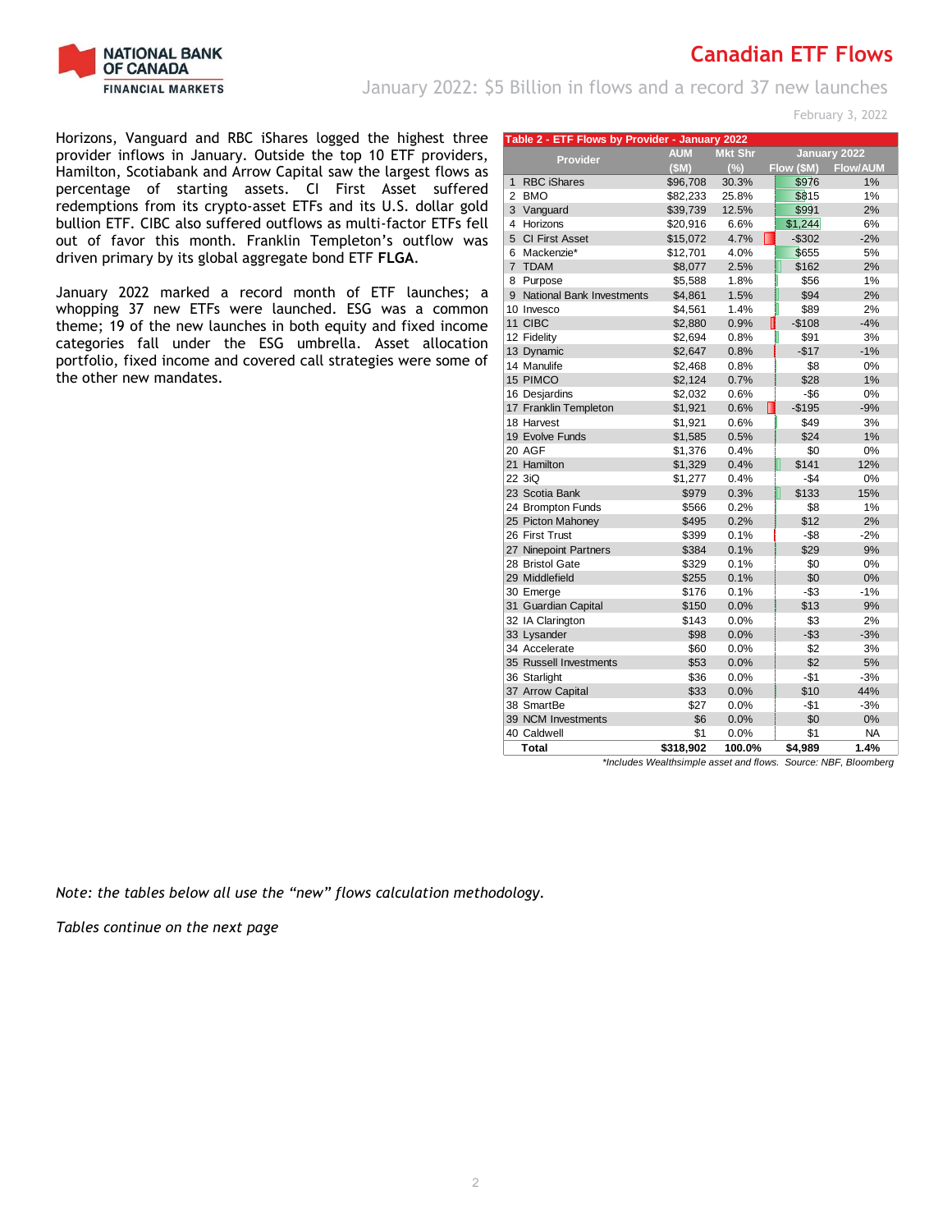Horizons, Vanguard and RBC iShares logged the highest three provider inflows in January. Outside the top 10 ETF providers, Hamilton, Scotiabank and Arrow Capital saw the largest flows as percentage of starting assets. CI First Asset suffered redemptions from its crypto-asset ETFs and its U.S. dollar gold bullion ETF. CIBC also suffered outflows as multi-factor ETFs fell out of favor this month. Franklin Templeton's outflow was driven primary by its global aggregate bond ETF **FLGA**.

January 2022 marked a record month of ETF launches; a whopping 37 new ETFs were launched. ESG was a common theme; 19 of the new launches in both equity and fixed income categories fall under the ESG umbrella. Asset allocation portfolio, fixed income and covered call strategies were some of the other new mandates.

**Table 2 - ETF Flows by Provider - January 2022**

| Provider | AUM | Mkt Shr | January 2022 | |
|---|---|---|---|---|
| | ($M) | (%) | Flow ($M) | Flow/AUM |
| 1 RBC iShares | $96,708 | 30.3% | $976 | 1% |
| 2 BMO | $82,233 | 25.8% | $815 | 1% |
| 3 Vanguard | $39,739 | 12.5% | $991 | 2% |
| 4 Horizons | $20,916 | 6.6% | $1,244 | 6% |
| 5 CI First Asset | $15,072 | 4.7% | -$302 | -2% |
| 6 Mackenzie* | $12,701 | 4.0% | $655 | 5% |
| 7 TDAM | $8,077 | 2.5% | $162 | 2% |
| 8 Purpose | $5,588 | 1.8% | $56 | 1% |
| 9 National Bank Investments | $4,861 | 1.5% | $94 | 2% |
| 10 Invesco | $4,561 | 1.4% | $89 | 2% |
| 11 CIBC | $2,880 | 0.9% | -$108 | -4% |
| 12 Fidelity | $2,694 | 0.8% | $91 | 3% |
| 13 Dynamic | $2,647 | 0.8% | -$17 | -1% |
| 14 Manulife | $2,468 | 0.8% | $8 | 0% |
| 15 PIMCO | $2,124 | 0.7% | $28 | 1% |
| 16 Desjardins | $2,032 | 0.6% | -$6 | 0% |
| 17 Franklin Templeton | $1,921 | 0.6% | -$195 | -9% |
| 18 Harvest | $1,921 | 0.6% | $49 | 3% |
| 19 Evolve Funds | $1,585 | 0.5% | $24 | 1% |
| 20 AGF | $1,376 | 0.4% | $0 | 0% |
| 21 Hamilton | $1,329 | 0.4% | $141 | 12% |
| 22 3iQ | $1,277 | 0.4% | -$4 | 0% |
| 23 Scotia Bank | $979 | 0.3% | $133 | 15% |
| 24 Brompton Funds | $566 | 0.2% | $8 | 1% |
| 25 Picton Mahoney | $495 | 0.2% | $12 | 2% |
| 26 First Trust | $399 | 0.1% | -$8 | -2% |
| 27 Ninepoint Partners | $384 | 0.1% | $29 | 9% |
| 28 Bristol Gate | $329 | 0.1% | $0 | 0% |
| 29 Middlefield | $255 | 0.1% | $0 | 0% |
| 30 Emerge | $176 | 0.1% | -$3 | -1% |
| 31 Guardian Capital | $150 | 0.0% | $13 | 9% |
| 32 IA Clarington | $143 | 0.0% | $3 | 2% |
| 33 Lysander | $98 | 0.0% | -$3 | -3% |
| 34 Accelerate | $60 | 0.0% | $2 | 3% |
| 35 Russell Investments | $53 | 0.0% | $2 | 5% |
| 36 Starlight | $36 | 0.0% | -$1 | -3% |
| 37 Arrow Capital | $33 | 0.0% | $10 | 44% |
| 38 SmartBe | $27 | 0.0% | -$1 | -3% |
| 39 NCM Investments | $6 | 0.0% | $0 | 0% |
| 40 Caldwell | $1 | 0.0% | $1 | NA |
| **Total** | **$318,902** | **100.0%** | **$4,989** | **1.4%** |

*\*Includes Wealthsimple asset and flows. Source: NBF, Bloomberg*

*Note: the tables below all use the "new" flows calculation methodology.*

*Tables continue on the next page*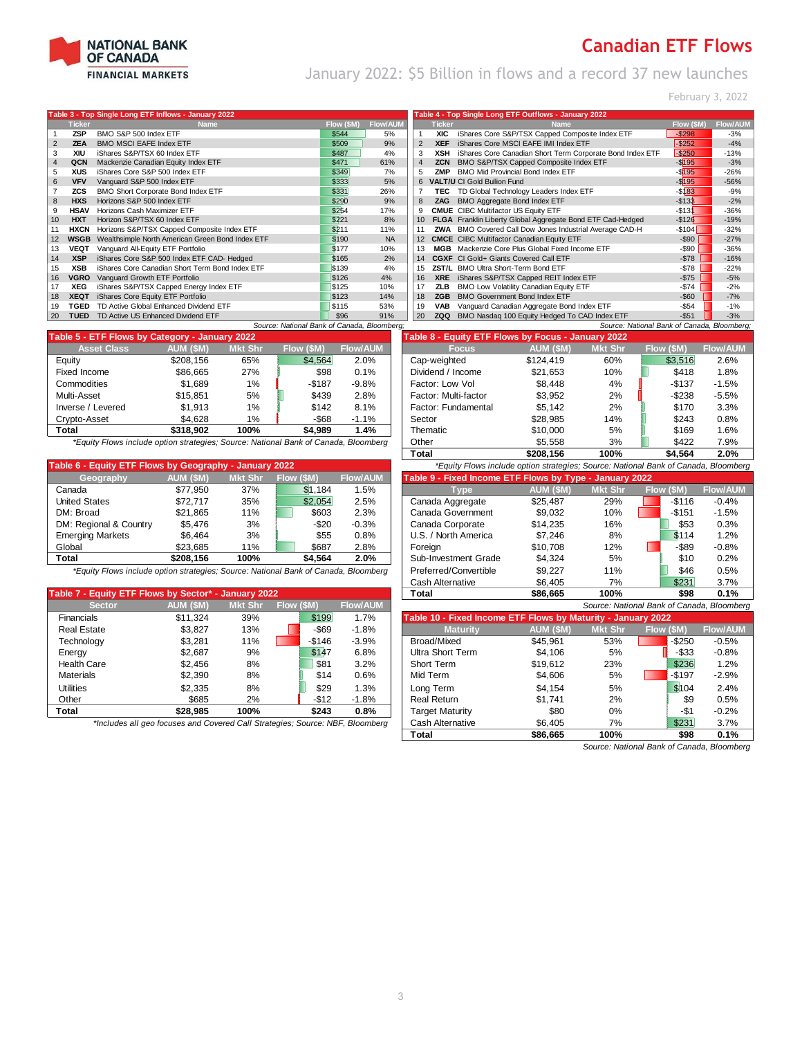# Canadian ETF Flows

## January 2022: $5 Billion in flows and a record 37 new launches

February 3, 2022

**Table 3 - Top Single Long ETF Inflows - January 2022**

| | Ticker | Name | Flow ($M) | Flow/AUM |
|---|---|---|---|---|
| 1 | ZSP | BMO S&P 500 Index ETF | $544 | 5% |
| 2 | ZEA | BMO MSCI EAFE Index ETF | $509 | 9% |
| 3 | XIU | iShares S&P/TSX 60 Index ETF | $487 | 4% |
| 4 | QCN | Mackenzie Canadian Equity Index ETF | $471 | 61% |
| 5 | XUS | iShares Core S&P 500 Index ETF | $349 | 7% |
| 6 | VFV | Vanguard S&P 500 Index ETF | $333 | 5% |
| 7 | ZCS | BMO Short Corporate Bond Index ETF | $331 | 26% |
| 8 | HXS | Horizons S&P 500 Index ETF | $290 | 9% |
| 9 | HSAV | Horizons Cash Maximizer ETF | $254 | 17% |
| 10 | HXT | Horizon S&P/TSX 60 Index ETF | $221 | 8% |
| 11 | HXCN | Horizons S&P/TSX Capped Composite Index ETF | $211 | 11% |
| 12 | WSGB | Wealthsimple North American Green Bond Index ETF | $190 | NA |
| 13 | VEQT | Vanguard All-Equity ETF Portfolio | $177 | 10% |
| 14 | XSP | iShares Core S&P 500 Index ETF CAD- Hedged | $165 | 2% |
| 15 | XSB | iShares Core Canadian Short Term Bond Index ETF | $139 | 4% |
| 16 | VGRO | Vanguard Growth ETF Portfolio | $126 | 4% |
| 17 | XEG | iShares S&P/TSX Capped Energy Index ETF | $125 | 10% |
| 18 | XEQT | iShares Core Equity ETF Portfolio | $123 | 14% |
| 19 | TGED | TD Active Global Enhanced Dividend ETF | $115 | 53% |
| 20 | TUED | TD Active US Enhanced Dividend ETF | $96 | 91% |

*Source: National Bank of Canada, Bloomberg;*

**Table 4 - Top Single Long ETF Outflows - January 2022**

| | Ticker | Name | Flow ($M) | Flow/AUM |
|---|---|---|---|---|
| 1 | XIC | iShares Core S&P/TSX Capped Composite Index ETF | -$298 | -3% |
| 2 | XEF | iShares Core MSCI EAFE IMI Index ETF | -$252 | -4% |
| 3 | XSH | iShares Core Canadian Short Term Corporate Bond Index ETF | -$250 | -13% |
| 4 | ZCN | BMO S&P/TSX Capped Composite Index ETF | -$195 | -3% |
| 5 | ZMP | BMO Mid Provincial Bond Index ETF | -$195 | -26% |
| 6 | VALT/U | CI Gold Bullion Fund | -$195 | -56% |
| 7 | TEC | TD Global Technology Leaders Index ETF | -$183 | -9% |
| 8 | ZAG | BMO Aggregate Bond Index ETF | -$133 | -2% |
| 9 | CMUE | CIBC Multifactor US Equity ETF | -$131 | -36% |
| 10 | FLGA | Franklin Liberty Global Aggregate Bond ETF Cad-Hedged | -$126 | -19% |
| 11 | ZWA | BMO Covered Call Dow Jones Industrial Average CAD-H | -$104 | -32% |
| 12 | CMCE | CIBC Multifactor Canadian Equity ETF | -$90 | -27% |
| 13 | MGB | Mackenzie Core Plus Global Fixed Income ETF | -$90 | -36% |
| 14 | CGXF | CI Gold+ Giants Covered Call ETF | -$78 | -16% |
| 15 | ZST/L | BMO Ultra Short-Term Bond ETF | -$78 | -22% |
| 16 | XRE | iShares S&P/TSX Capped REIT Index ETF | -$75 | -5% |
| 17 | ZLB | BMO Low Volatility Canadian Equity ETF | -$74 | -2% |
| 18 | ZGB | BMO Government Bond Index ETF | -$60 | -7% |
| 19 | VAB | Vanguard Canadian Aggregate Bond Index ETF | -$54 | -1% |
| 20 | ZQQ | BMO Nasdaq 100 Equity Hedged To CAD Index ETF | -$51 | -3% |

*Source: National Bank of Canada, Bloomberg;*

**Table 5 - ETF Flows by Category - January 2022**

| Asset Class | AUM ($M) | Mkt Shr | Flow ($M) | Flow/AUM |
|---|---|---|---|---|
| Equity | $208,156 | 65% | $4,564 | 2.0% |
| Fixed Income | $86,665 | 27% | $98 | 0.1% |
| Commodities | $1,689 | 1% | -$187 | -9.8% |
| Multi-Asset | $15,851 | 5% | $439 | 2.8% |
| Inverse / Levered | $1,913 | 1% | $142 | 8.1% |
| Crypto-Asset | $4,628 | 1% | -$68 | -1.1% |
| **Total** | **$318,902** | **100%** | **$4,989** | **1.4%** |

*\*Equity Flows include option strategies; Source: National Bank of Canada, Bloomberg*

**Table 6 - Equity ETF Flows by Geography - January 2022**

| Geography | AUM ($M) | Mkt Shr | Flow ($M) | Flow/AUM |
|---|---|---|---|---|
| Canada | $77,950 | 37% | $1,184 | 1.5% |
| United States | $72,717 | 35% | $2,054 | 2.5% |
| DM: Broad | $21,865 | 11% | $603 | 2.3% |
| DM: Regional & Country | $5,476 | 3% | -$20 | -0.3% |
| Emerging Markets | $6,464 | 3% | $55 | 0.8% |
| Global | $23,685 | 11% | $687 | 2.8% |
| **Total** | **$208,156** | **100%** | **$4,564** | **2.0%** |

*\*Equity Flows include option strategies; Source: National Bank of Canada, Bloomberg*

**Table 7 - Equity ETF Flows by Sector\* - January 2022**

| Sector | AUM ($M) | Mkt Shr | Flow ($M) | Flow/AUM |
|---|---|---|---|---|
| Financials | $11,324 | 39% | $199 | 1.7% |
| Real Estate | $3,827 | 13% | -$69 | -1.8% |
| Technology | $3,281 | 11% | -$146 | -3.9% |
| Energy | $2,687 | 9% | $147 | 6.8% |
| Health Care | $2,456 | 8% | $81 | 3.2% |
| Materials | $2,390 | 8% | $14 | 0.6% |
| Utilities | $2,335 | 8% | $29 | 1.3% |
| Other | $685 | 2% | -$12 | -1.8% |
| **Total** | **$28,985** | **100%** | **$243** | **0.8%** |

*\*Includes all geo focuses and Covered Call Strategies; Source: NBF, Bloomberg*

**Table 8 - Equity ETF Flows by Focus - January 2022**

| Focus | AUM ($M) | Mkt Shr | Flow ($M) | Flow/AUM |
|---|---|---|---|---|
| Cap-weighted | $124,419 | 60% | $3,516 | 2.6% |
| Dividend / Income | $21,653 | 10% | $418 | 1.8% |
| Factor: Low Vol | $8,448 | 4% | -$137 | -1.5% |
| Factor: Multi-factor | $3,952 | 2% | -$238 | -5.5% |
| Factor: Fundamental | $5,142 | 2% | $170 | 3.3% |
| Sector | $28,985 | 14% | $243 | 0.8% |
| Thematic | $10,000 | 5% | $169 | 1.6% |
| Other | $5,558 | 3% | $422 | 7.9% |
| **Total** | **$208,156** | **100%** | **$4,564** | **2.0%** |

*\*Equity Flows include option strategies; Source: National Bank of Canada, Bloomberg*

**Table 9 - Fixed Income ETF Flows by Type - January 2022**

| Type | AUM ($M) | Mkt Shr | Flow ($M) | Flow/AUM |
|---|---|---|---|---|
| Canada Aggregate | $25,487 | 29% | -$116 | -0.4% |
| Canada Government | $9,032 | 10% | -$151 | -1.5% |
| Canada Corporate | $14,235 | 16% | $53 | 0.3% |
| U.S. / North America | $7,246 | 8% | $114 | 1.2% |
| Foreign | $10,708 | 12% | -$89 | -0.8% |
| Sub-Investment Grade | $4,324 | 5% | $10 | 0.2% |
| Preferred/Convertible | $9,227 | 11% | $46 | 0.5% |
| Cash Alternative | $6,405 | 7% | $231 | 3.7% |
| **Total** | **$86,665** | **100%** | **$98** | **0.1%** |

*Source: National Bank of Canada, Bloomberg*

**Table 10 - Fixed Income ETF Flows by Maturity - January 2022**

| Maturity | AUM ($M) | Mkt Shr | Flow ($M) | Flow/AUM |
|---|---|---|---|---|
| Broad/Mixed | $45,961 | 53% | -$250 | -0.5% |
| Ultra Short Term | $4,106 | 5% | -$33 | -0.8% |
| Short Term | $19,612 | 23% | $236 | 1.2% |
| Mid Term | $4,606 | 5% | -$197 | -2.9% |
| Long Term | $4,154 | 5% | $104 | 2.4% |
| Real Return | $1,741 | 2% | $9 | 0.5% |
| Target Maturity | $80 | 0% | -$1 | -0.2% |
| Cash Alternative | $6,405 | 7% | $231 | 3.7% |
| **Total** | **$86,665** | **100%** | **$98** | **0.1%** |

*Source: National Bank of Canada, Bloomberg*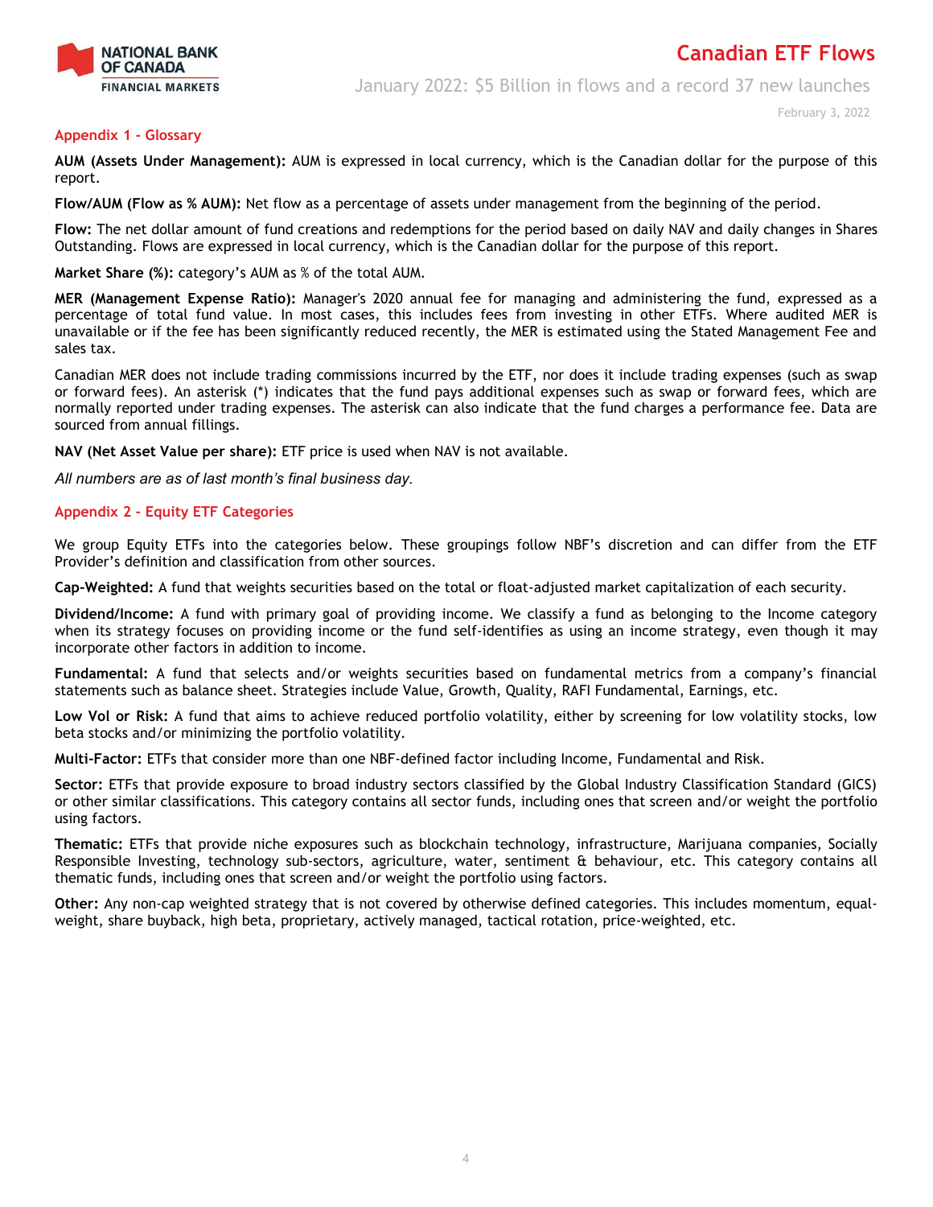## Appendix 1 - Glossary

**AUM (Assets Under Management):** AUM is expressed in local currency, which is the Canadian dollar for the purpose of this report.

**Flow/AUM (Flow as % AUM):** Net flow as a percentage of assets under management from the beginning of the period.

**Flow:** The net dollar amount of fund creations and redemptions for the period based on daily NAV and daily changes in Shares Outstanding. Flows are expressed in local currency, which is the Canadian dollar for the purpose of this report.

**Market Share (%):** category's AUM as % of the total AUM.

**MER (Management Expense Ratio):** Manager's 2020 annual fee for managing and administering the fund, expressed as a percentage of total fund value. In most cases, this includes fees from investing in other ETFs. Where audited MER is unavailable or if the fee has been significantly reduced recently, the MER is estimated using the Stated Management Fee and sales tax.

Canadian MER does not include trading commissions incurred by the ETF, nor does it include trading expenses (such as swap or forward fees). An asterisk (*) indicates that the fund pays additional expenses such as swap or forward fees, which are normally reported under trading expenses. The asterisk can also indicate that the fund charges a performance fee. Data are sourced from annual fillings.

**NAV (Net Asset Value per share):** ETF price is used when NAV is not available.

*All numbers are as of last month's final business day.*

## Appendix 2 - Equity ETF Categories

We group Equity ETFs into the categories below. These groupings follow NBF's discretion and can differ from the ETF Provider's definition and classification from other sources.

**Cap-Weighted:** A fund that weights securities based on the total or float-adjusted market capitalization of each security.

**Dividend/Income:** A fund with primary goal of providing income. We classify a fund as belonging to the Income category when its strategy focuses on providing income or the fund self-identifies as using an income strategy, even though it may incorporate other factors in addition to income.

**Fundamental:** A fund that selects and/or weights securities based on fundamental metrics from a company's financial statements such as balance sheet. Strategies include Value, Growth, Quality, RAFI Fundamental, Earnings, etc.

**Low Vol or Risk:** A fund that aims to achieve reduced portfolio volatility, either by screening for low volatility stocks, low beta stocks and/or minimizing the portfolio volatility.

**Multi-Factor:** ETFs that consider more than one NBF-defined factor including Income, Fundamental and Risk.

**Sector:** ETFs that provide exposure to broad industry sectors classified by the Global Industry Classification Standard (GICS) or other similar classifications. This category contains all sector funds, including ones that screen and/or weight the portfolio using factors.

**Thematic:** ETFs that provide niche exposures such as blockchain technology, infrastructure, Marijuana companies, Socially Responsible Investing, technology sub-sectors, agriculture, water, sentiment & behaviour, etc. This category contains all thematic funds, including ones that screen and/or weight the portfolio using factors.

**Other:** Any non-cap weighted strategy that is not covered by otherwise defined categories. This includes momentum, equal-weight, share buyback, high beta, proprietary, actively managed, tactical rotation, price-weighted, etc.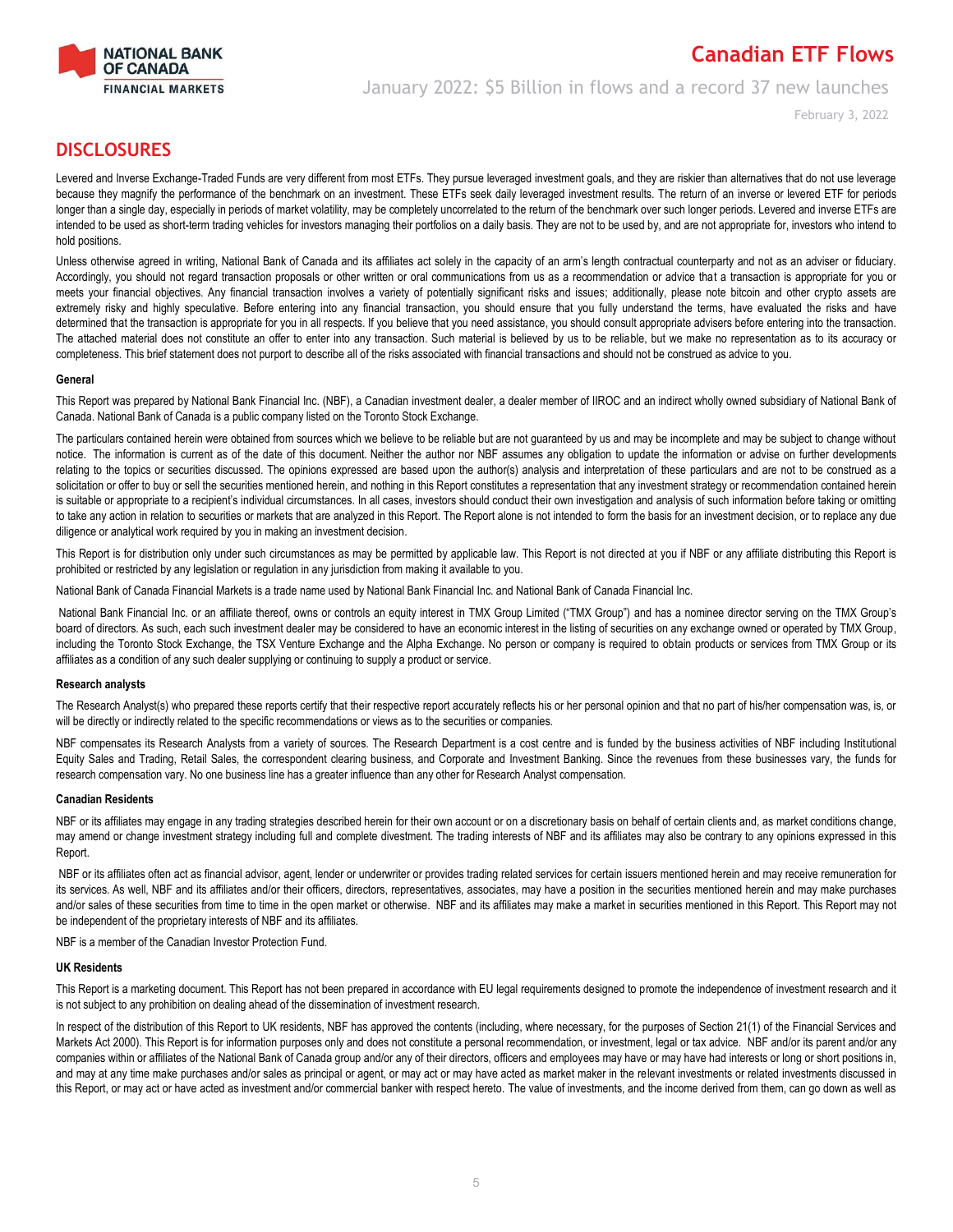## DISCLOSURES

Levered and Inverse Exchange-Traded Funds are very different from most ETFs. They pursue leveraged investment goals, and they are riskier than alternatives that do not use leverage because they magnify the performance of the benchmark on an investment. These ETFs seek daily leveraged investment results. The return of an inverse or levered ETF for periods longer than a single day, especially in periods of market volatility, may be completely uncorrelated to the return of the benchmark over such longer periods. Levered and inverse ETFs are intended to be used as short-term trading vehicles for investors managing their portfolios on a daily basis. They are not to be used by, and are not appropriate for, investors who intend to hold positions.

Unless otherwise agreed in writing, National Bank of Canada and its affiliates act solely in the capacity of an arm's length contractual counterparty and not as an adviser or fiduciary. Accordingly, you should not regard transaction proposals or other written or oral communications from us as a recommendation or advice that a transaction is appropriate for you or meets your financial objectives. Any financial transaction involves a variety of potentially significant risks and issues; additionally, please note bitcoin and other crypto assets are extremely risky and highly speculative. Before entering into any financial transaction, you should ensure that you fully understand the terms, have evaluated the risks and have determined that the transaction is appropriate for you in all respects. If you believe that you need assistance, you should consult appropriate advisers before entering into the transaction. The attached material does not constitute an offer to enter into any transaction. Such material is believed by us to be reliable, but we make no representation as to its accuracy or completeness. This brief statement does not purport to describe all of the risks associated with financial transactions and should not be construed as advice to you.

### General

This Report was prepared by National Bank Financial Inc. (NBF), a Canadian investment dealer, a dealer member of IIROC and an indirect wholly owned subsidiary of National Bank of Canada. National Bank of Canada is a public company listed on the Toronto Stock Exchange.

The particulars contained herein were obtained from sources which we believe to be reliable but are not guaranteed by us and may be incomplete and may be subject to change without notice. The information is current as of the date of this document. Neither the author nor NBF assumes any obligation to update the information or advise on further developments relating to the topics or securities discussed. The opinions expressed are based upon the author(s) analysis and interpretation of these particulars and are not to be construed as a solicitation or offer to buy or sell the securities mentioned herein, and nothing in this Report constitutes a representation that any investment strategy or recommendation contained herein is suitable or appropriate to a recipient's individual circumstances. In all cases, investors should conduct their own investigation and analysis of such information before taking or omitting to take any action in relation to securities or markets that are analyzed in this Report. The Report alone is not intended to form the basis for an investment decision, or to replace any due diligence or analytical work required by you in making an investment decision.

This Report is for distribution only under such circumstances as may be permitted by applicable law. This Report is not directed at you if NBF or any affiliate distributing this Report is prohibited or restricted by any legislation or regulation in any jurisdiction from making it available to you.

National Bank of Canada Financial Markets is a trade name used by National Bank Financial Inc. and National Bank of Canada Financial Inc.

National Bank Financial Inc. or an affiliate thereof, owns or controls an equity interest in TMX Group Limited ("TMX Group") and has a nominee director serving on the TMX Group's board of directors. As such, each such investment dealer may be considered to have an economic interest in the listing of securities on any exchange owned or operated by TMX Group, including the Toronto Stock Exchange, the TSX Venture Exchange and the Alpha Exchange. No person or company is required to obtain products or services from TMX Group or its affiliates as a condition of any such dealer supplying or continuing to supply a product or service.

### Research analysts

The Research Analyst(s) who prepared these reports certify that their respective report accurately reflects his or her personal opinion and that no part of his/her compensation was, is, or will be directly or indirectly related to the specific recommendations or views as to the securities or companies.

NBF compensates its Research Analysts from a variety of sources. The Research Department is a cost centre and is funded by the business activities of NBF including Institutional Equity Sales and Trading, Retail Sales, the correspondent clearing business, and Corporate and Investment Banking. Since the revenues from these businesses vary, the funds for research compensation vary. No one business line has a greater influence than any other for Research Analyst compensation.

### Canadian Residents

NBF or its affiliates may engage in any trading strategies described herein for their own account or on a discretionary basis on behalf of certain clients and, as market conditions change, may amend or change investment strategy including full and complete divestment. The trading interests of NBF and its affiliates may also be contrary to any opinions expressed in this Report.

NBF or its affiliates often act as financial advisor, agent, lender or underwriter or provides trading related services for certain issuers mentioned herein and may receive remuneration for its services. As well, NBF and its affiliates and/or their officers, directors, representatives, associates, may have a position in the securities mentioned herein and may make purchases and/or sales of these securities from time to time in the open market or otherwise. NBF and its affiliates may make a market in securities mentioned in this Report. This Report may not be independent of the proprietary interests of NBF and its affiliates.

NBF is a member of the Canadian Investor Protection Fund.

### UK Residents

This Report is a marketing document. This Report has not been prepared in accordance with EU legal requirements designed to promote the independence of investment research and it is not subject to any prohibition on dealing ahead of the dissemination of investment research.

In respect of the distribution of this Report to UK residents, NBF has approved the contents (including, where necessary, for the purposes of Section 21(1) of the Financial Services and Markets Act 2000). This Report is for information purposes only and does not constitute a personal recommendation, or investment, legal or tax advice. NBF and/or its parent and/or any companies within or affiliates of the National Bank of Canada group and/or any of their directors, officers and employees may have or may have had interests or long or short positions in, and may at any time make purchases and/or sales as principal or agent, or may act or may have acted as market maker in the relevant investments or related investments discussed in this Report, or may act or have acted as investment and/or commercial banker with respect hereto. The value of investments, and the income derived from them, can go down as well as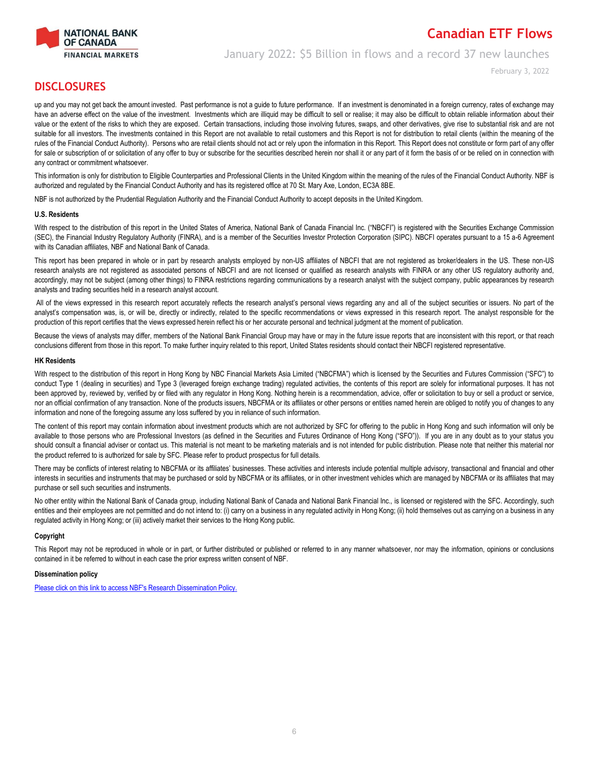## DISCLOSURES

up and you may not get back the amount invested. Past performance is not a guide to future performance. If an investment is denominated in a foreign currency, rates of exchange may have an adverse effect on the value of the investment. Investments which are illiquid may be difficult to sell or realise; it may also be difficult to obtain reliable information about their value or the extent of the risks to which they are exposed. Certain transactions, including those involving futures, swaps, and other derivatives, give rise to substantial risk and are not suitable for all investors. The investments contained in this Report are not available to retail customers and this Report is not for distribution to retail clients (within the meaning of the rules of the Financial Conduct Authority). Persons who are retail clients should not act or rely upon the information in this Report. This Report does not constitute or form part of any offer for sale or subscription of or solicitation of any offer to buy or subscribe for the securities described herein nor shall it or any part of it form the basis of or be relied on in connection with any contract or commitment whatsoever.

This information is only for distribution to Eligible Counterparties and Professional Clients in the United Kingdom within the meaning of the rules of the Financial Conduct Authority. NBF is authorized and regulated by the Financial Conduct Authority and has its registered office at 70 St. Mary Axe, London, EC3A 8BE.

NBF is not authorized by the Prudential Regulation Authority and the Financial Conduct Authority to accept deposits in the United Kingdom.

**U.S. Residents**

With respect to the distribution of this report in the United States of America, National Bank of Canada Financial Inc. ("NBCFI") is registered with the Securities Exchange Commission (SEC), the Financial Industry Regulatory Authority (FINRA), and is a member of the Securities Investor Protection Corporation (SIPC). NBCFI operates pursuant to a 15 a-6 Agreement with its Canadian affiliates, NBF and National Bank of Canada.

This report has been prepared in whole or in part by research analysts employed by non-US affiliates of NBCFI that are not registered as broker/dealers in the US. These non-US research analysts are not registered as associated persons of NBCFI and are not licensed or qualified as research analysts with FINRA or any other US regulatory authority and, accordingly, may not be subject (among other things) to FINRA restrictions regarding communications by a research analyst with the subject company, public appearances by research analysts and trading securities held in a research analyst account.

All of the views expressed in this research report accurately reflects the research analyst's personal views regarding any and all of the subject securities or issuers. No part of the analyst's compensation was, is, or will be, directly or indirectly, related to the specific recommendations or views expressed in this research report. The analyst responsible for the production of this report certifies that the views expressed herein reflect his or her accurate personal and technical judgment at the moment of publication.

Because the views of analysts may differ, members of the National Bank Financial Group may have or may in the future issue reports that are inconsistent with this report, or that reach conclusions different from those in this report. To make further inquiry related to this report, United States residents should contact their NBCFI registered representative.

**HK Residents**

With respect to the distribution of this report in Hong Kong by NBC Financial Markets Asia Limited ("NBCFMA") which is licensed by the Securities and Futures Commission ("SFC") to conduct Type 1 (dealing in securities) and Type 3 (leveraged foreign exchange trading) regulated activities, the contents of this report are solely for informational purposes. It has not been approved by, reviewed by, verified by or filed with any regulator in Hong Kong. Nothing herein is a recommendation, advice, offer or solicitation to buy or sell a product or service, nor an official confirmation of any transaction. None of the products issuers, NBCFMA or its affiliates or other persons or entities named herein are obliged to notify you of changes to any information and none of the foregoing assume any loss suffered by you in reliance of such information.

The content of this report may contain information about investment products which are not authorized by SFC for offering to the public in Hong Kong and such information will only be available to those persons who are Professional Investors (as defined in the Securities and Futures Ordinance of Hong Kong ("SFO")). If you are in any doubt as to your status you should consult a financial adviser or contact us. This material is not meant to be marketing materials and is not intended for public distribution. Please note that neither this material nor the product referred to is authorized for sale by SFC. Please refer to product prospectus for full details.

There may be conflicts of interest relating to NBCFMA or its affiliates' businesses. These activities and interests include potential multiple advisory, transactional and financial and other interests in securities and instruments that may be purchased or sold by NBCFMA or its affiliates, or in other investment vehicles which are managed by NBCFMA or its affiliates that may purchase or sell such securities and instruments.

No other entity within the National Bank of Canada group, including National Bank of Canada and National Bank Financial Inc., is licensed or registered with the SFC. Accordingly, such entities and their employees are not permitted and do not intend to: (i) carry on a business in any regulated activity in Hong Kong; (ii) hold themselves out as carrying on a business in any regulated activity in Hong Kong; or (iii) actively market their services to the Hong Kong public.

**Copyright**

This Report may not be reproduced in whole or in part, or further distributed or published or referred to in any manner whatsoever, nor may the information, opinions or conclusions contained in it be referred to without in each case the prior express written consent of NBF.

**Dissemination policy**

Please click on this link to access NBF's Research Dissemination Policy.